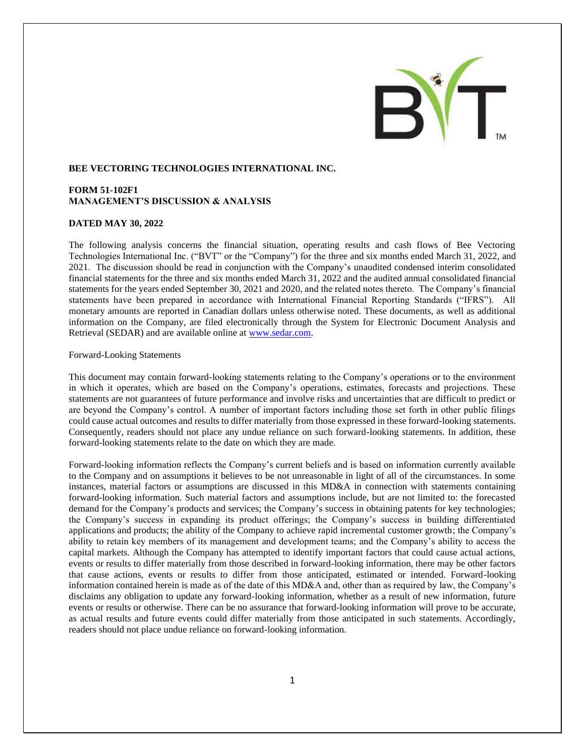**BEE VECTORING TECHNOLOGIES INTERNATIONAL INC.**

**FORM 51-102F1**
**MANAGEMENT'S DISCUSSION & ANALYSIS**

**DATED MAY 30, 2022**

The following analysis concerns the financial situation, operating results and cash flows of Bee Vectoring Technologies International Inc. ("BVT" or the "Company") for the three and six months ended March 31, 2022, and 2021. The discussion should be read in conjunction with the Company's unaudited condensed interim consolidated financial statements for the three and six months ended March 31, 2022 and the audited annual consolidated financial statements for the years ended September 30, 2021 and 2020, and the related notes thereto. The Company's financial statements have been prepared in accordance with International Financial Reporting Standards ("IFRS"). All monetary amounts are reported in Canadian dollars unless otherwise noted. These documents, as well as additional information on the Company, are filed electronically through the System for Electronic Document Analysis and Retrieval (SEDAR) and are available online at www.sedar.com.

Forward-Looking Statements

This document may contain forward-looking statements relating to the Company's operations or to the environment in which it operates, which are based on the Company's operations, estimates, forecasts and projections. These statements are not guarantees of future performance and involve risks and uncertainties that are difficult to predict or are beyond the Company's control. A number of important factors including those set forth in other public filings could cause actual outcomes and results to differ materially from those expressed in these forward-looking statements. Consequently, readers should not place any undue reliance on such forward-looking statements. In addition, these forward-looking statements relate to the date on which they are made.

Forward-looking information reflects the Company's current beliefs and is based on information currently available to the Company and on assumptions it believes to be not unreasonable in light of all of the circumstances. In some instances, material factors or assumptions are discussed in this MD&A in connection with statements containing forward-looking information. Such material factors and assumptions include, but are not limited to: the forecasted demand for the Company's products and services; the Company's success in obtaining patents for key technologies; the Company's success in expanding its product offerings; the Company's success in building differentiated applications and products; the ability of the Company to achieve rapid incremental customer growth; the Company's ability to retain key members of its management and development teams; and the Company's ability to access the capital markets. Although the Company has attempted to identify important factors that could cause actual actions, events or results to differ materially from those described in forward-looking information, there may be other factors that cause actions, events or results to differ from those anticipated, estimated or intended. Forward-looking information contained herein is made as of the date of this MD&A and, other than as required by law, the Company's disclaims any obligation to update any forward-looking information, whether as a result of new information, future events or results or otherwise. There can be no assurance that forward-looking information will prove to be accurate, as actual results and future events could differ materially from those anticipated in such statements. Accordingly, readers should not place undue reliance on forward-looking information.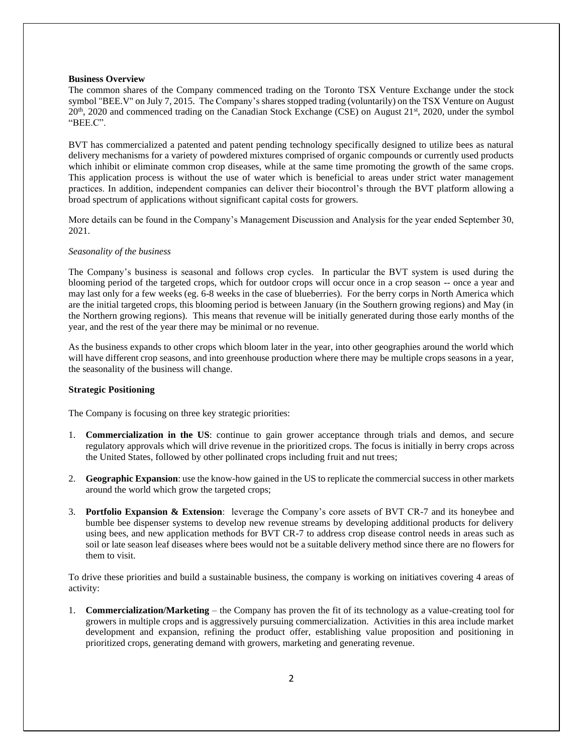**Business Overview**

The common shares of the Company commenced trading on the Toronto TSX Venture Exchange under the stock symbol "BEE.V" on July 7, 2015. The Company's shares stopped trading (voluntarily) on the TSX Venture on August 20th, 2020 and commenced trading on the Canadian Stock Exchange (CSE) on August 21st, 2020, under the symbol "BEE.C".

BVT has commercialized a patented and patent pending technology specifically designed to utilize bees as natural delivery mechanisms for a variety of powdered mixtures comprised of organic compounds or currently used products which inhibit or eliminate common crop diseases, while at the same time promoting the growth of the same crops. This application process is without the use of water which is beneficial to areas under strict water management practices. In addition, independent companies can deliver their biocontrol's through the BVT platform allowing a broad spectrum of applications without significant capital costs for growers.

More details can be found in the Company's Management Discussion and Analysis for the year ended September 30, 2021.

*Seasonality of the business*

The Company's business is seasonal and follows crop cycles. In particular the BVT system is used during the blooming period of the targeted crops, which for outdoor crops will occur once in a crop season -- once a year and may last only for a few weeks (eg. 6-8 weeks in the case of blueberries). For the berry corps in North America which are the initial targeted crops, this blooming period is between January (in the Southern growing regions) and May (in the Northern growing regions). This means that revenue will be initially generated during those early months of the year, and the rest of the year there may be minimal or no revenue.

As the business expands to other crops which bloom later in the year, into other geographies around the world which will have different crop seasons, and into greenhouse production where there may be multiple crops seasons in a year, the seasonality of the business will change.

**Strategic Positioning**

The Company is focusing on three key strategic priorities:

1. **Commercialization in the US**: continue to gain grower acceptance through trials and demos, and secure regulatory approvals which will drive revenue in the prioritized crops. The focus is initially in berry crops across the United States, followed by other pollinated crops including fruit and nut trees;
2. **Geographic Expansion**: use the know-how gained in the US to replicate the commercial success in other markets around the world which grow the targeted crops;
3. **Portfolio Expansion & Extension**: leverage the Company's core assets of BVT CR-7 and its honeybee and bumble bee dispenser systems to develop new revenue streams by developing additional products for delivery using bees, and new application methods for BVT CR-7 to address crop disease control needs in areas such as soil or late season leaf diseases where bees would not be a suitable delivery method since there are no flowers for them to visit.

To drive these priorities and build a sustainable business, the company is working on initiatives covering 4 areas of activity:

1. **Commercialization/Marketing** – the Company has proven the fit of its technology as a value-creating tool for growers in multiple crops and is aggressively pursuing commercialization. Activities in this area include market development and expansion, refining the product offer, establishing value proposition and positioning in prioritized crops, generating demand with growers, marketing and generating revenue.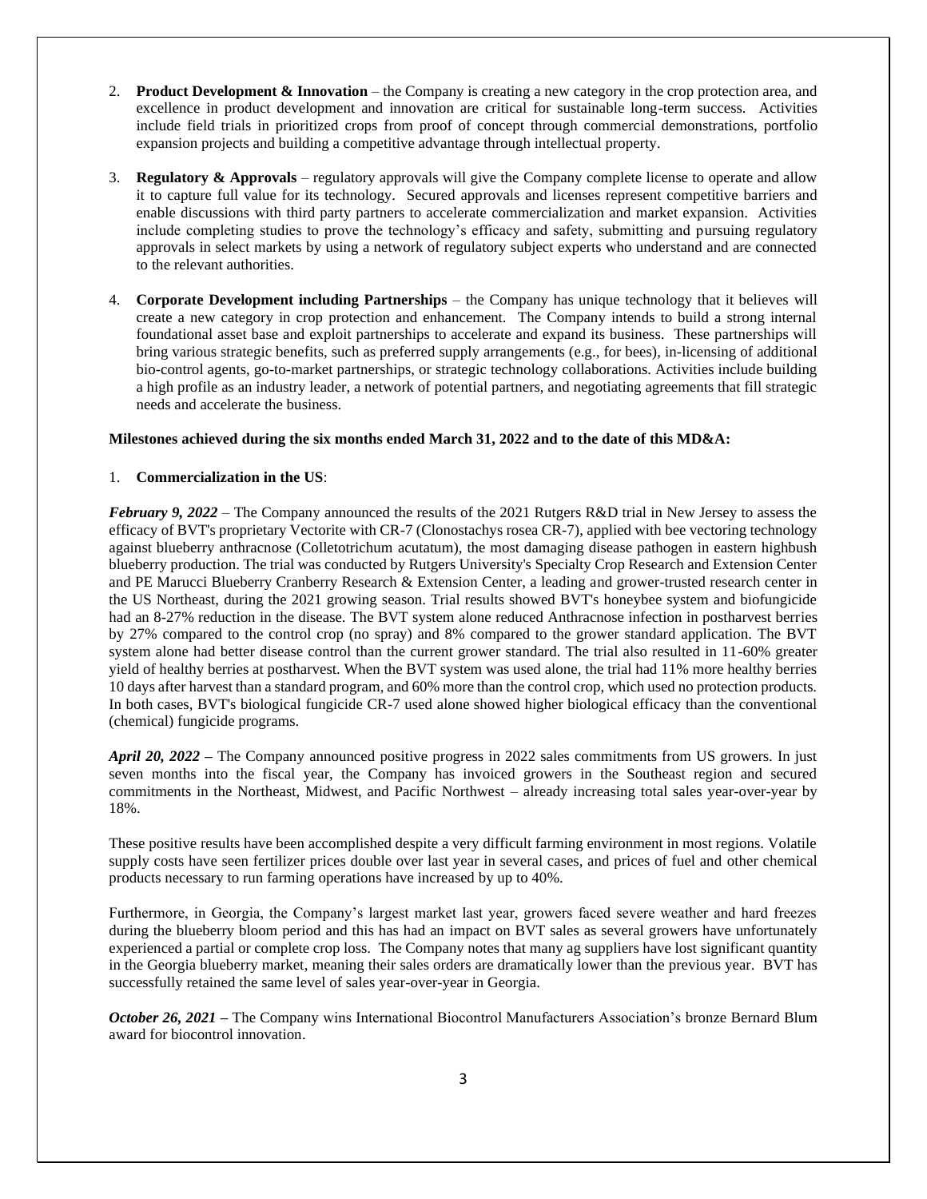2. **Product Development & Innovation** – the Company is creating a new category in the crop protection area, and excellence in product development and innovation are critical for sustainable long-term success. Activities include field trials in prioritized crops from proof of concept through commercial demonstrations, portfolio expansion projects and building a competitive advantage through intellectual property.

3. **Regulatory & Approvals** – regulatory approvals will give the Company complete license to operate and allow it to capture full value for its technology. Secured approvals and licenses represent competitive barriers and enable discussions with third party partners to accelerate commercialization and market expansion. Activities include completing studies to prove the technology's efficacy and safety, submitting and pursuing regulatory approvals in select markets by using a network of regulatory subject experts who understand and are connected to the relevant authorities.

4. **Corporate Development including Partnerships** – the Company has unique technology that it believes will create a new category in crop protection and enhancement. The Company intends to build a strong internal foundational asset base and exploit partnerships to accelerate and expand its business. These partnerships will bring various strategic benefits, such as preferred supply arrangements (e.g., for bees), in-licensing of additional bio-control agents, go-to-market partnerships, or strategic technology collaborations. Activities include building a high profile as an industry leader, a network of potential partners, and negotiating agreements that fill strategic needs and accelerate the business.

**Milestones achieved during the six months ended March 31, 2022 and to the date of this MD&A:**

1. **Commercialization in the US**:

***February 9, 2022*** – The Company announced the results of the 2021 Rutgers R&D trial in New Jersey to assess the efficacy of BVT's proprietary Vectorite with CR-7 (Clonostachys rosea CR-7), applied with bee vectoring technology against blueberry anthracnose (Colletotrichum acutatum), the most damaging disease pathogen in eastern highbush blueberry production. The trial was conducted by Rutgers University's Specialty Crop Research and Extension Center and PE Marucci Blueberry Cranberry Research & Extension Center, a leading and grower-trusted research center in the US Northeast, during the 2021 growing season. Trial results showed BVT's honeybee system and biofungicide had an 8-27% reduction in the disease. The BVT system alone reduced Anthracnose infection in postharvest berries by 27% compared to the control crop (no spray) and 8% compared to the grower standard application. The BVT system alone had better disease control than the current grower standard. The trial also resulted in 11-60% greater yield of healthy berries at postharvest. When the BVT system was used alone, the trial had 11% more healthy berries 10 days after harvest than a standard program, and 60% more than the control crop, which used no protection products. In both cases, BVT's biological fungicide CR-7 used alone showed higher biological efficacy than the conventional (chemical) fungicide programs.

***April 20, 2022*** **–** The Company announced positive progress in 2022 sales commitments from US growers. In just seven months into the fiscal year, the Company has invoiced growers in the Southeast region and secured commitments in the Northeast, Midwest, and Pacific Northwest – already increasing total sales year-over-year by 18%.

These positive results have been accomplished despite a very difficult farming environment in most regions. Volatile supply costs have seen fertilizer prices double over last year in several cases, and prices of fuel and other chemical products necessary to run farming operations have increased by up to 40%.

Furthermore, in Georgia, the Company's largest market last year, growers faced severe weather and hard freezes during the blueberry bloom period and this has had an impact on BVT sales as several growers have unfortunately experienced a partial or complete crop loss. The Company notes that many ag suppliers have lost significant quantity in the Georgia blueberry market, meaning their sales orders are dramatically lower than the previous year. BVT has successfully retained the same level of sales year-over-year in Georgia.

***October 26, 2021*** **–** The Company wins International Biocontrol Manufacturers Association's bronze Bernard Blum award for biocontrol innovation.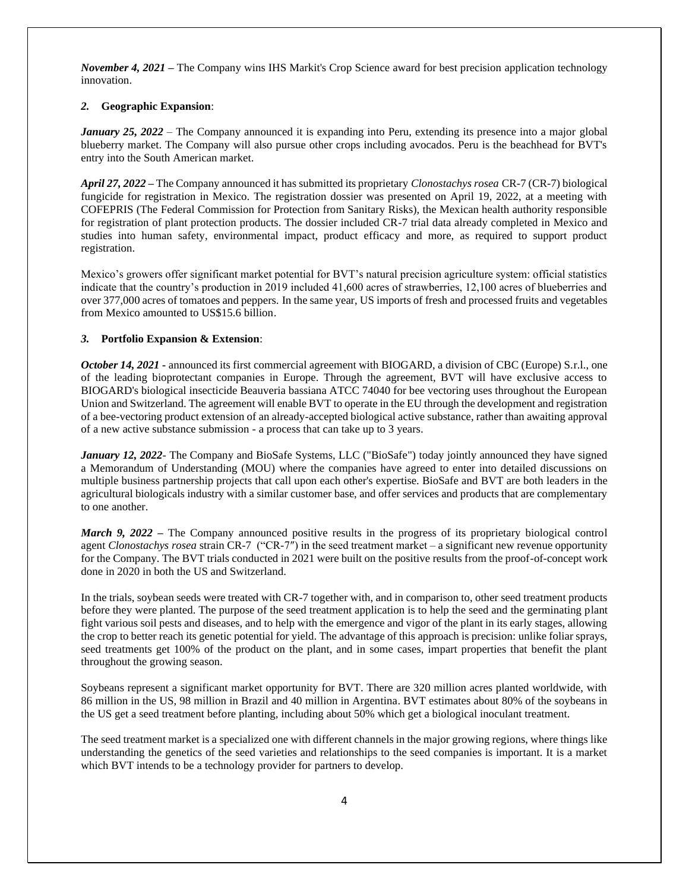***November 4, 2021*** **–** The Company wins IHS Markit's Crop Science award for best precision application technology innovation.

***2.*** **Geographic Expansion**:

***January 25, 2022*** – The Company announced it is expanding into Peru, extending its presence into a major global blueberry market. The Company will also pursue other crops including avocados. Peru is the beachhead for BVT's entry into the South American market.

***April 27, 2022*** **–** The Company announced it has submitted its proprietary *Clonostachys rosea* CR-7 (CR-7) biological fungicide for registration in Mexico. The registration dossier was presented on April 19, 2022, at a meeting with COFEPRIS (The Federal Commission for Protection from Sanitary Risks), the Mexican health authority responsible for registration of plant protection products. The dossier included CR-7 trial data already completed in Mexico and studies into human safety, environmental impact, product efficacy and more, as required to support product registration.

Mexico's growers offer significant market potential for BVT's natural precision agriculture system: official statistics indicate that the country's production in 2019 included 41,600 acres of strawberries, 12,100 acres of blueberries and over 377,000 acres of tomatoes and peppers. In the same year, US imports of fresh and processed fruits and vegetables from Mexico amounted to US$15.6 billion.

***3.*** **Portfolio Expansion & Extension**:

***October 14, 2021*** **-** announced its first commercial agreement with BIOGARD, a division of CBC (Europe) S.r.l., one of the leading bioprotectant companies in Europe. Through the agreement, BVT will have exclusive access to BIOGARD's biological insecticide Beauveria bassiana ATCC 74040 for bee vectoring uses throughout the European Union and Switzerland. The agreement will enable BVT to operate in the EU through the development and registration of a bee-vectoring product extension of an already-accepted biological active substance, rather than awaiting approval of a new active substance submission - a process that can take up to 3 years.

***January 12, 2022***- The Company and BioSafe Systems, LLC ("BioSafe") today jointly announced they have signed a Memorandum of Understanding (MOU) where the companies have agreed to enter into detailed discussions on multiple business partnership projects that call upon each other's expertise. BioSafe and BVT are both leaders in the agricultural biologicals industry with a similar customer base, and offer services and products that are complementary to one another.

***March 9, 2022*** **–** The Company announced positive results in the progress of its proprietary biological control agent *Clonostachys rosea* strain CR-7 ("CR-7″) in the seed treatment market – a significant new revenue opportunity for the Company. The BVT trials conducted in 2021 were built on the positive results from the proof-of-concept work done in 2020 in both the US and Switzerland.

In the trials, soybean seeds were treated with CR-7 together with, and in comparison to, other seed treatment products before they were planted. The purpose of the seed treatment application is to help the seed and the germinating plant fight various soil pests and diseases, and to help with the emergence and vigor of the plant in its early stages, allowing the crop to better reach its genetic potential for yield. The advantage of this approach is precision: unlike foliar sprays, seed treatments get 100% of the product on the plant, and in some cases, impart properties that benefit the plant throughout the growing season.

Soybeans represent a significant market opportunity for BVT. There are 320 million acres planted worldwide, with 86 million in the US, 98 million in Brazil and 40 million in Argentina. BVT estimates about 80% of the soybeans in the US get a seed treatment before planting, including about 50% which get a biological inoculant treatment.

The seed treatment market is a specialized one with different channels in the major growing regions, where things like understanding the genetics of the seed varieties and relationships to the seed companies is important. It is a market which BVT intends to be a technology provider for partners to develop.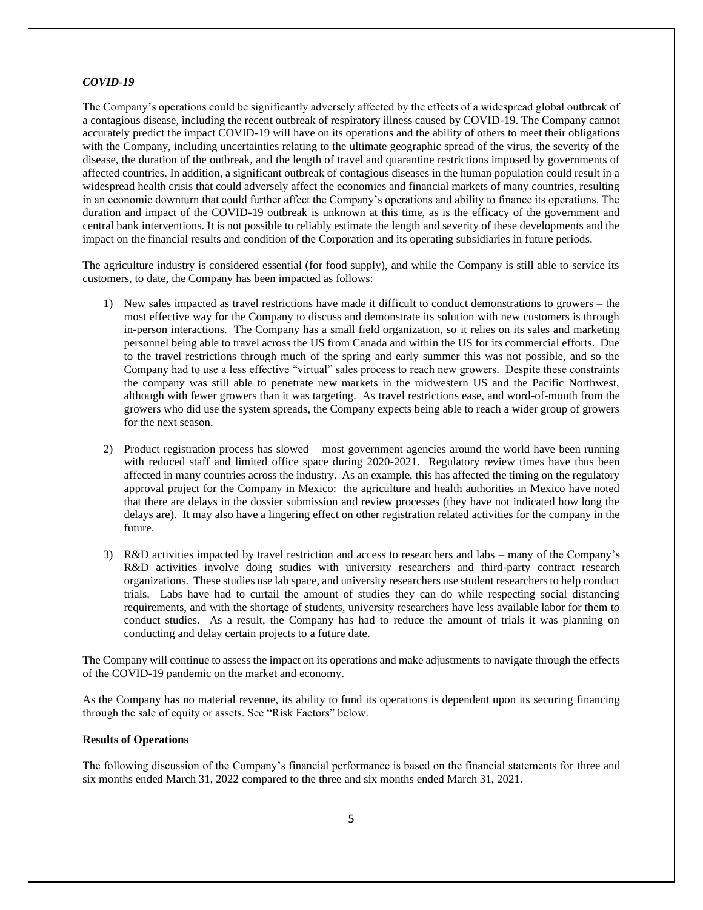### *COVID-19*

The Company's operations could be significantly adversely affected by the effects of a widespread global outbreak of a contagious disease, including the recent outbreak of respiratory illness caused by COVID-19. The Company cannot accurately predict the impact COVID-19 will have on its operations and the ability of others to meet their obligations with the Company, including uncertainties relating to the ultimate geographic spread of the virus, the severity of the disease, the duration of the outbreak, and the length of travel and quarantine restrictions imposed by governments of affected countries. In addition, a significant outbreak of contagious diseases in the human population could result in a widespread health crisis that could adversely affect the economies and financial markets of many countries, resulting in an economic downturn that could further affect the Company's operations and ability to finance its operations. The duration and impact of the COVID-19 outbreak is unknown at this time, as is the efficacy of the government and central bank interventions. It is not possible to reliably estimate the length and severity of these developments and the impact on the financial results and condition of the Corporation and its operating subsidiaries in future periods.

The agriculture industry is considered essential (for food supply), and while the Company is still able to service its customers, to date, the Company has been impacted as follows:

1) New sales impacted as travel restrictions have made it difficult to conduct demonstrations to growers – the most effective way for the Company to discuss and demonstrate its solution with new customers is through in-person interactions. The Company has a small field organization, so it relies on its sales and marketing personnel being able to travel across the US from Canada and within the US for its commercial efforts. Due to the travel restrictions through much of the spring and early summer this was not possible, and so the Company had to use a less effective "virtual" sales process to reach new growers. Despite these constraints the company was still able to penetrate new markets in the midwestern US and the Pacific Northwest, although with fewer growers than it was targeting. As travel restrictions ease, and word-of-mouth from the growers who did use the system spreads, the Company expects being able to reach a wider group of growers for the next season.

2) Product registration process has slowed – most government agencies around the world have been running with reduced staff and limited office space during 2020-2021. Regulatory review times have thus been affected in many countries across the industry. As an example, this has affected the timing on the regulatory approval project for the Company in Mexico: the agriculture and health authorities in Mexico have noted that there are delays in the dossier submission and review processes (they have not indicated how long the delays are). It may also have a lingering effect on other registration related activities for the company in the future.

3) R&D activities impacted by travel restriction and access to researchers and labs – many of the Company's R&D activities involve doing studies with university researchers and third-party contract research organizations. These studies use lab space, and university researchers use student researchers to help conduct trials. Labs have had to curtail the amount of studies they can do while respecting social distancing requirements, and with the shortage of students, university researchers have less available labor for them to conduct studies. As a result, the Company has had to reduce the amount of trials it was planning on conducting and delay certain projects to a future date.

The Company will continue to assess the impact on its operations and make adjustments to navigate through the effects of the COVID-19 pandemic on the market and economy.

As the Company has no material revenue, its ability to fund its operations is dependent upon its securing financing through the sale of equity or assets. See "Risk Factors" below.

### **Results of Operations**

The following discussion of the Company's financial performance is based on the financial statements for three and six months ended March 31, 2022 compared to the three and six months ended March 31, 2021.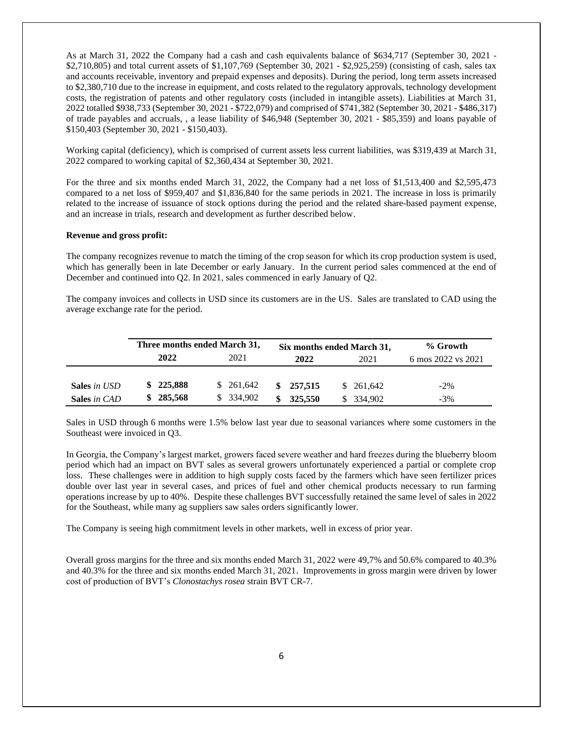As at March 31, 2022 the Company had a cash and cash equivalents balance of $634,717 (September 30, 2021 - $2,710,805) and total current assets of $1,107,769 (September 30, 2021 - $2,925,259) (consisting of cash, sales tax and accounts receivable, inventory and prepaid expenses and deposits). During the period, long term assets increased to $2,380,710 due to the increase in equipment, and costs related to the regulatory approvals, technology development costs, the registration of patents and other regulatory costs (included in intangible assets). Liabilities at March 31, 2022 totalled $938,733 (September 30, 2021 - $722,079) and comprised of $741,382 (September 30, 2021 - $486,317) of trade payables and accruals, , a lease liability of $46,948 (September 30, 2021 - $85,359) and loans payable of $150,403 (September 30, 2021 - $150,403).

Working capital (deficiency), which is comprised of current assets less current liabilities, was $319,439 at March 31, 2022 compared to working capital of $2,360,434 at September 30, 2021.

For the three and six months ended March 31, 2022, the Company had a net loss of $1,513,400 and $2,595,473 compared to a net loss of $959,407 and $1,836,840 for the same periods in 2021. The increase in loss is primarily related to the increase of issuance of stock options during the period and the related share-based payment expense, and an increase in trials, research and development as further described below.

**Revenue and gross profit:**

The company recognizes revenue to match the timing of the crop season for which its crop production system is used, which has generally been in late December or early January. In the current period sales commenced at the end of December and continued into Q2. In 2021, sales commenced in early January of Q2.

The company invoices and collects in USD since its customers are in the US. Sales are translated to CAD using the average exchange rate for the period.

| | Three months ended March 31, | | Six months ended March 31, | | % Growth |
|---|---|---|---|---|---|
| | **2022** | 2021 | **2022** | 2021 | 6 mos 2022 vs 2021 |
| **Sales** *in USD* | **$ 225,888** | $ 261,642 | **$ 257,515** | $ 261,642 | -2% |
| **Sales** *in CAD* | **$ 285,568** | $ 334,902 | **$ 325,550** | $ 334,902 | -3% |

Sales in USD through 6 months were 1.5% below last year due to seasonal variances where some customers in the Southeast were invoiced in Q3.

In Georgia, the Company's largest market, growers faced severe weather and hard freezes during the blueberry bloom period which had an impact on BVT sales as several growers unfortunately experienced a partial or complete crop loss. These challenges were in addition to high supply costs faced by the farmers which have seen fertilizer prices double over last year in several cases, and prices of fuel and other chemical products necessary to run farming operations increase by up to 40%. Despite these challenges BVT successfully retained the same level of sales in 2022 for the Southeast, while many ag suppliers saw sales orders significantly lower.

The Company is seeing high commitment levels in other markets, well in excess of prior year.

Overall gross margins for the three and six months ended March 31, 2022 were 49,7% and 50.6% compared to 40.3% and 40.3% for the three and six months ended March 31, 2021. Improvements in gross margin were driven by lower cost of production of BVT's *Clonostachys rosea* strain BVT CR-7.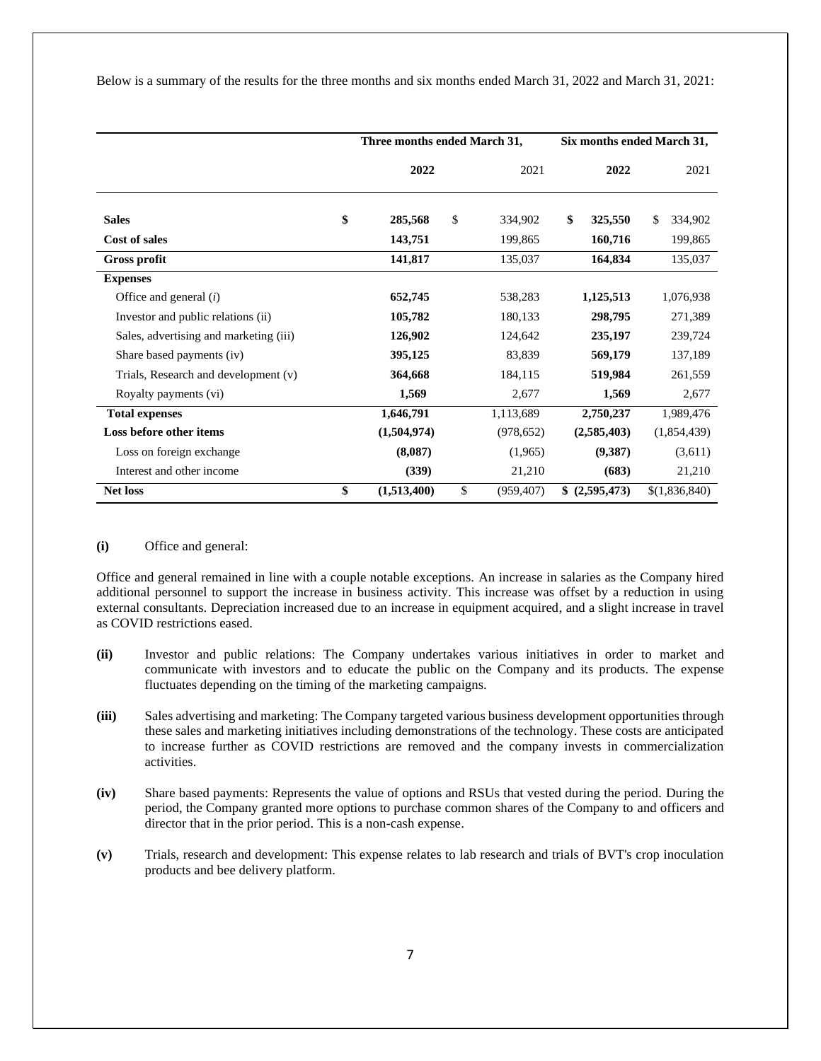Below is a summary of the results for the three months and six months ended March 31, 2022 and March 31, 2021:

| | Three months ended March 31, | | Six months ended March 31, | |
|---|---|---|---|---|
| | **2022** | 2021 | **2022** | 2021 |
| **Sales** | **$ 285,568** | $ 334,902 | **$ 325,550** | $ 334,902 |
| **Cost of sales** | **143,751** | 199,865 | **160,716** | 199,865 |
| **Gross profit** | **141,817** | 135,037 | **164,834** | 135,037 |
| **Expenses** | | | | |
| Office and general (*i*) | **652,745** | 538,283 | **1,125,513** | 1,076,938 |
| Investor and public relations (ii) | **105,782** | 180,133 | **298,795** | 271,389 |
| Sales, advertising and marketing (iii) | **126,902** | 124,642 | **235,197** | 239,724 |
| Share based payments (iv) | **395,125** | 83,839 | **569,179** | 137,189 |
| Trials, Research and development (v) | **364,668** | 184,115 | **519,984** | 261,559 |
| Royalty payments (vi) | **1,569** | 2,677 | **1,569** | 2,677 |
| **Total expenses** | **1,646,791** | 1,113,689 | **2,750,237** | 1,989,476 |
| **Loss before other items** | **(1,504,974)** | (978,652) | **(2,585,403)** | (1,854,439) |
| Loss on foreign exchange | **(8,087)** | (1,965) | **(9,387)** | (3,611) |
| Interest and other income | **(339)** | 21,210 | **(683)** | 21,210 |
| **Net loss** | **$ (1,513,400)** | $ (959,407) | **$ (2,595,473)** | $(1,836,840) |

**(i)** Office and general:

Office and general remained in line with a couple notable exceptions. An increase in salaries as the Company hired additional personnel to support the increase in business activity. This increase was offset by a reduction in using external consultants. Depreciation increased due to an increase in equipment acquired, and a slight increase in travel as COVID restrictions eased.

**(ii)** Investor and public relations: The Company undertakes various initiatives in order to market and communicate with investors and to educate the public on the Company and its products. The expense fluctuates depending on the timing of the marketing campaigns.

**(iii)** Sales advertising and marketing: The Company targeted various business development opportunities through these sales and marketing initiatives including demonstrations of the technology. These costs are anticipated to increase further as COVID restrictions are removed and the company invests in commercialization activities.

**(iv)** Share based payments: Represents the value of options and RSUs that vested during the period. During the period, the Company granted more options to purchase common shares of the Company to and officers and director that in the prior period. This is a non-cash expense.

**(v)** Trials, research and development: This expense relates to lab research and trials of BVT's crop inoculation products and bee delivery platform.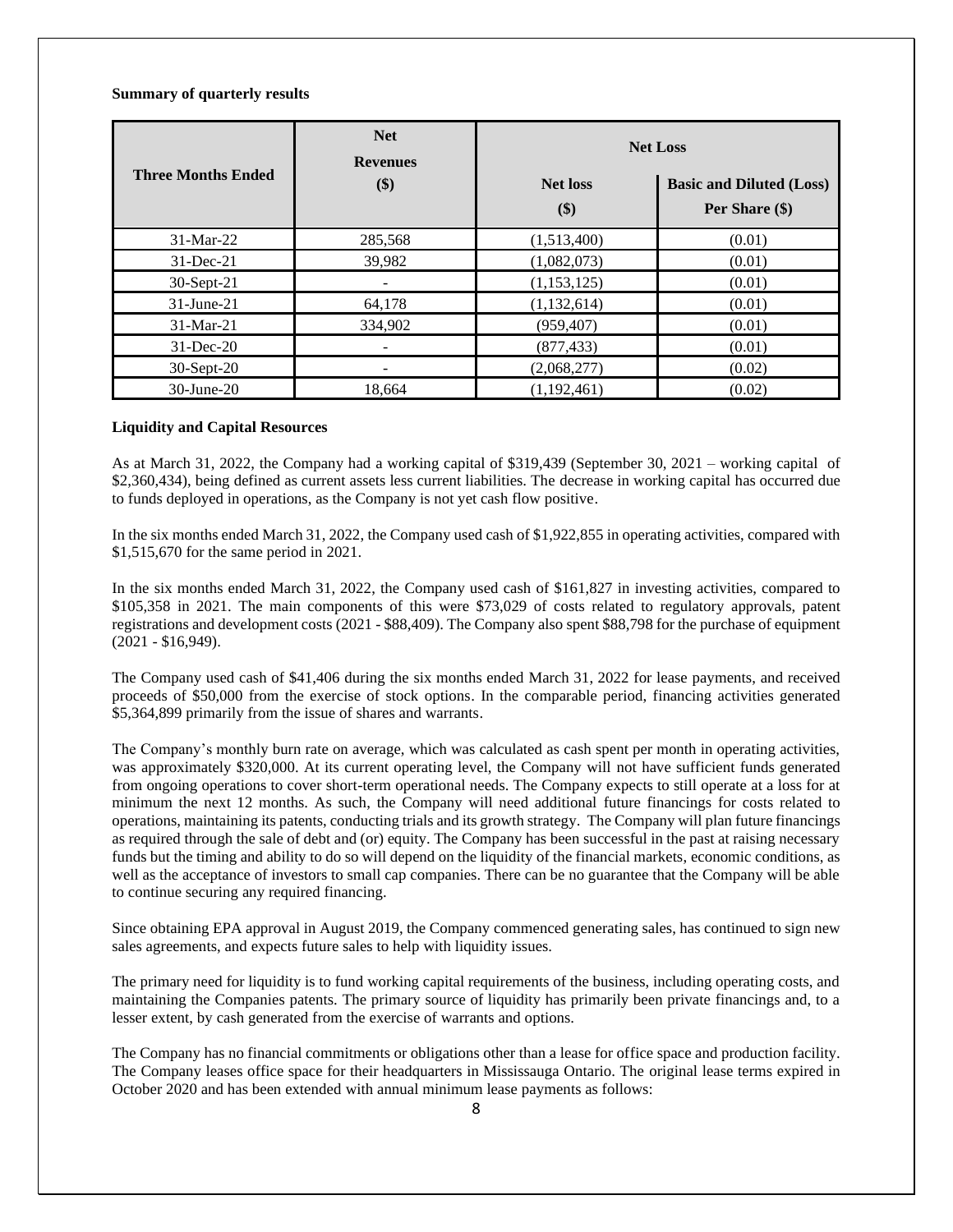**Summary of quarterly results**

| Three Months Ended | Net Revenues ($) | Net Loss | |
|---|---|---|---|
| | | Net loss ($) | Basic and Diluted (Loss) Per Share ($) |
| 31-Mar-22 | 285,568 | (1,513,400) | (0.01) |
| 31-Dec-21 | 39,982 | (1,082,073) | (0.01) |
| 30-Sept-21 | - | (1,153,125) | (0.01) |
| 31-June-21 | 64,178 | (1,132,614) | (0.01) |
| 31-Mar-21 | 334,902 | (959,407) | (0.01) |
| 31-Dec-20 | - | (877,433) | (0.01) |
| 30-Sept-20 | - | (2,068,277) | (0.02) |
| 30-June-20 | 18,664 | (1,192,461) | (0.02) |

**Liquidity and Capital Resources**

As at March 31, 2022, the Company had a working capital of $319,439 (September 30, 2021 – working capital of $2,360,434), being defined as current assets less current liabilities. The decrease in working capital has occurred due to funds deployed in operations, as the Company is not yet cash flow positive.

In the six months ended March 31, 2022, the Company used cash of $1,922,855 in operating activities, compared with $1,515,670 for the same period in 2021.

In the six months ended March 31, 2022, the Company used cash of $161,827 in investing activities, compared to $105,358 in 2021. The main components of this were $73,029 of costs related to regulatory approvals, patent registrations and development costs (2021 - $88,409). The Company also spent $88,798 for the purchase of equipment (2021 - $16,949).

The Company used cash of $41,406 during the six months ended March 31, 2022 for lease payments, and received proceeds of $50,000 from the exercise of stock options. In the comparable period, financing activities generated $5,364,899 primarily from the issue of shares and warrants.

The Company's monthly burn rate on average, which was calculated as cash spent per month in operating activities, was approximately $320,000. At its current operating level, the Company will not have sufficient funds generated from ongoing operations to cover short-term operational needs. The Company expects to still operate at a loss for at minimum the next 12 months. As such, the Company will need additional future financings for costs related to operations, maintaining its patents, conducting trials and its growth strategy. The Company will plan future financings as required through the sale of debt and (or) equity. The Company has been successful in the past at raising necessary funds but the timing and ability to do so will depend on the liquidity of the financial markets, economic conditions, as well as the acceptance of investors to small cap companies. There can be no guarantee that the Company will be able to continue securing any required financing.

Since obtaining EPA approval in August 2019, the Company commenced generating sales, has continued to sign new sales agreements, and expects future sales to help with liquidity issues.

The primary need for liquidity is to fund working capital requirements of the business, including operating costs, and maintaining the Companies patents. The primary source of liquidity has primarily been private financings and, to a lesser extent, by cash generated from the exercise of warrants and options.

The Company has no financial commitments or obligations other than a lease for office space and production facility. The Company leases office space for their headquarters in Mississauga Ontario. The original lease terms expired in October 2020 and has been extended with annual minimum lease payments as follows: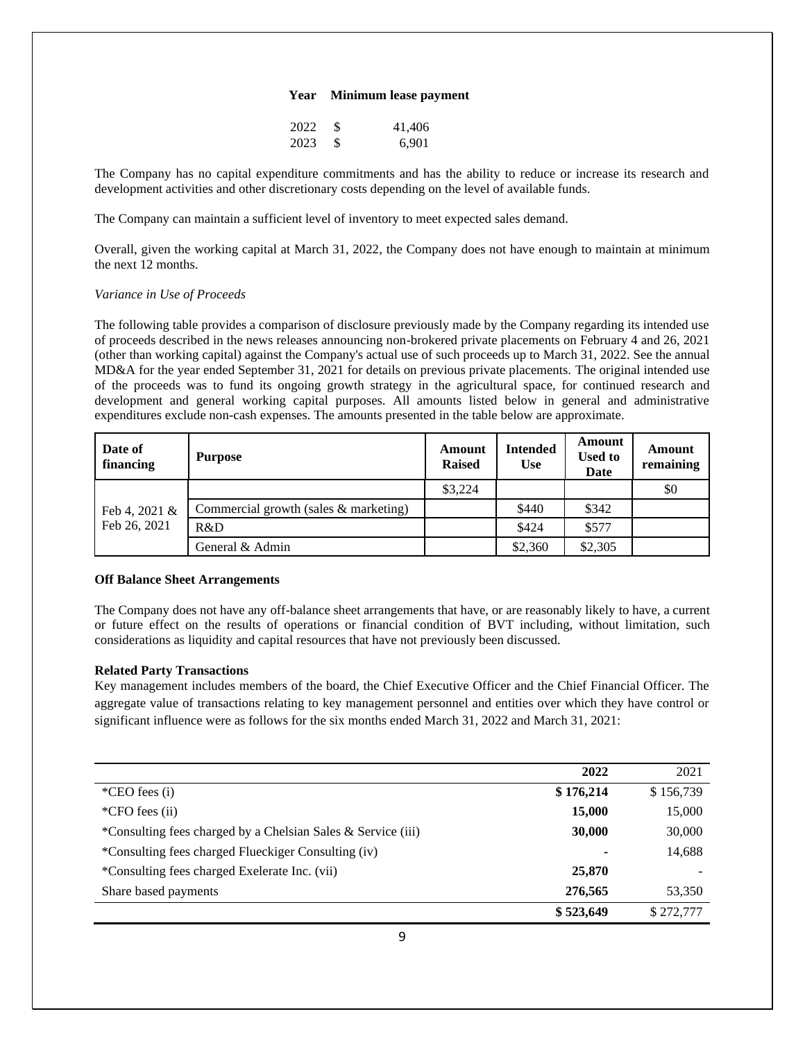| Year | Minimum lease payment |
|---|---|
| 2022 | $ 41,406 |
| 2023 | $ 6,901 |

The Company has no capital expenditure commitments and has the ability to reduce or increase its research and development activities and other discretionary costs depending on the level of available funds.

The Company can maintain a sufficient level of inventory to meet expected sales demand.

Overall, given the working capital at March 31, 2022, the Company does not have enough to maintain at minimum the next 12 months.

*Variance in Use of Proceeds*

The following table provides a comparison of disclosure previously made by the Company regarding its intended use of proceeds described in the news releases announcing non-brokered private placements on February 4 and 26, 2021 (other than working capital) against the Company's actual use of such proceeds up to March 31, 2022. See the annual MD&A for the year ended September 31, 2021 for details on previous private placements. The original intended use of the proceeds was to fund its ongoing growth strategy in the agricultural space, for continued research and development and general working capital purposes. All amounts listed below in general and administrative expenditures exclude non-cash expenses. The amounts presented in the table below are approximate.

| Date of financing | Purpose | Amount Raised | Intended Use | Amount Used to Date | Amount remaining |
|---|---|---|---|---|---|
| Feb 4, 2021 & Feb 26, 2021 | | $3,224 | | | $0 |
| | Commercial growth (sales & marketing) | | $440 | $342 | |
| | R&D | | $424 | $577 | |
| | General & Admin | | $2,360 | $2,305 | |

**Off Balance Sheet Arrangements**

The Company does not have any off-balance sheet arrangements that have, or are reasonably likely to have, a current or future effect on the results of operations or financial condition of BVT including, without limitation, such considerations as liquidity and capital resources that have not previously been discussed.

**Related Party Transactions**

Key management includes members of the board, the Chief Executive Officer and the Chief Financial Officer. The aggregate value of transactions relating to key management personnel and entities over which they have control or significant influence were as follows for the six months ended March 31, 2022 and March 31, 2021:

| | 2022 | 2021 |
|---|---|---|
| *CEO fees (i) | **$ 176,214** | $ 156,739 |
| *CFO fees (ii) | **15,000** | 15,000 |
| *Consulting fees charged by a Chelsian Sales & Service (iii) | **30,000** | 30,000 |
| *Consulting fees charged Flueckiger Consulting (iv) | **-** | 14,688 |
| *Consulting fees charged Exelerate Inc. (vii) | **25,870** | - |
| Share based payments | **276,565** | 53,350 |
| | **$ 523,649** | $ 272,777 |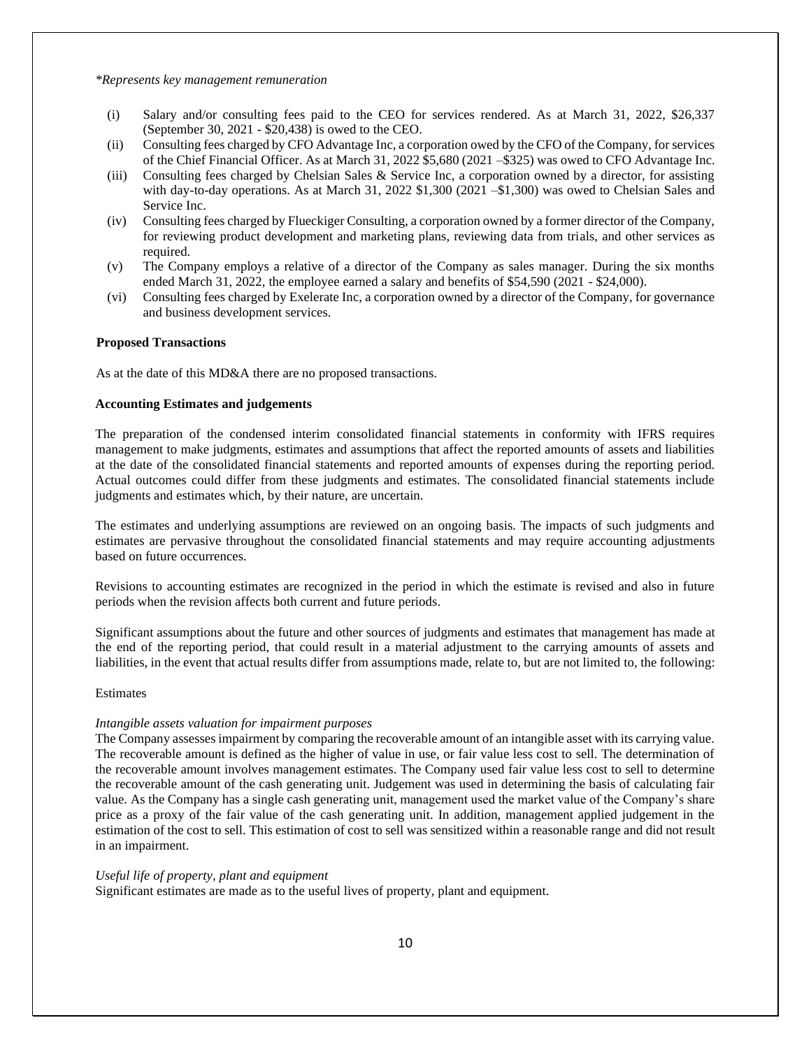*\*Represents key management remuneration*

(i) Salary and/or consulting fees paid to the CEO for services rendered. As at March 31, 2022, $26,337 (September 30, 2021 - $20,438) is owed to the CEO.

(ii) Consulting fees charged by CFO Advantage Inc, a corporation owed by the CFO of the Company, for services of the Chief Financial Officer. As at March 31, 2022 $5,680 (2021 –$325) was owed to CFO Advantage Inc.

(iii) Consulting fees charged by Chelsian Sales & Service Inc, a corporation owned by a director, for assisting with day-to-day operations. As at March 31, 2022 $1,300 (2021 –$1,300) was owed to Chelsian Sales and Service Inc.

(iv) Consulting fees charged by Flueckiger Consulting, a corporation owned by a former director of the Company, for reviewing product development and marketing plans, reviewing data from trials, and other services as required.

(v) The Company employs a relative of a director of the Company as sales manager. During the six months ended March 31, 2022, the employee earned a salary and benefits of $54,590 (2021 - $24,000).

(vi) Consulting fees charged by Exelerate Inc, a corporation owned by a director of the Company, for governance and business development services.

**Proposed Transactions**

As at the date of this MD&A there are no proposed transactions.

**Accounting Estimates and judgements**

The preparation of the condensed interim consolidated financial statements in conformity with IFRS requires management to make judgments, estimates and assumptions that affect the reported amounts of assets and liabilities at the date of the consolidated financial statements and reported amounts of expenses during the reporting period. Actual outcomes could differ from these judgments and estimates. The consolidated financial statements include judgments and estimates which, by their nature, are uncertain.

The estimates and underlying assumptions are reviewed on an ongoing basis. The impacts of such judgments and estimates are pervasive throughout the consolidated financial statements and may require accounting adjustments based on future occurrences.

Revisions to accounting estimates are recognized in the period in which the estimate is revised and also in future periods when the revision affects both current and future periods.

Significant assumptions about the future and other sources of judgments and estimates that management has made at the end of the reporting period, that could result in a material adjustment to the carrying amounts of assets and liabilities, in the event that actual results differ from assumptions made, relate to, but are not limited to, the following:

Estimates

*Intangible assets valuation for impairment purposes*

The Company assesses impairment by comparing the recoverable amount of an intangible asset with its carrying value. The recoverable amount is defined as the higher of value in use, or fair value less cost to sell. The determination of the recoverable amount involves management estimates. The Company used fair value less cost to sell to determine the recoverable amount of the cash generating unit. Judgement was used in determining the basis of calculating fair value. As the Company has a single cash generating unit, management used the market value of the Company's share price as a proxy of the fair value of the cash generating unit. In addition, management applied judgement in the estimation of the cost to sell. This estimation of cost to sell was sensitized within a reasonable range and did not result in an impairment.

*Useful life of property, plant and equipment*

Significant estimates are made as to the useful lives of property, plant and equipment.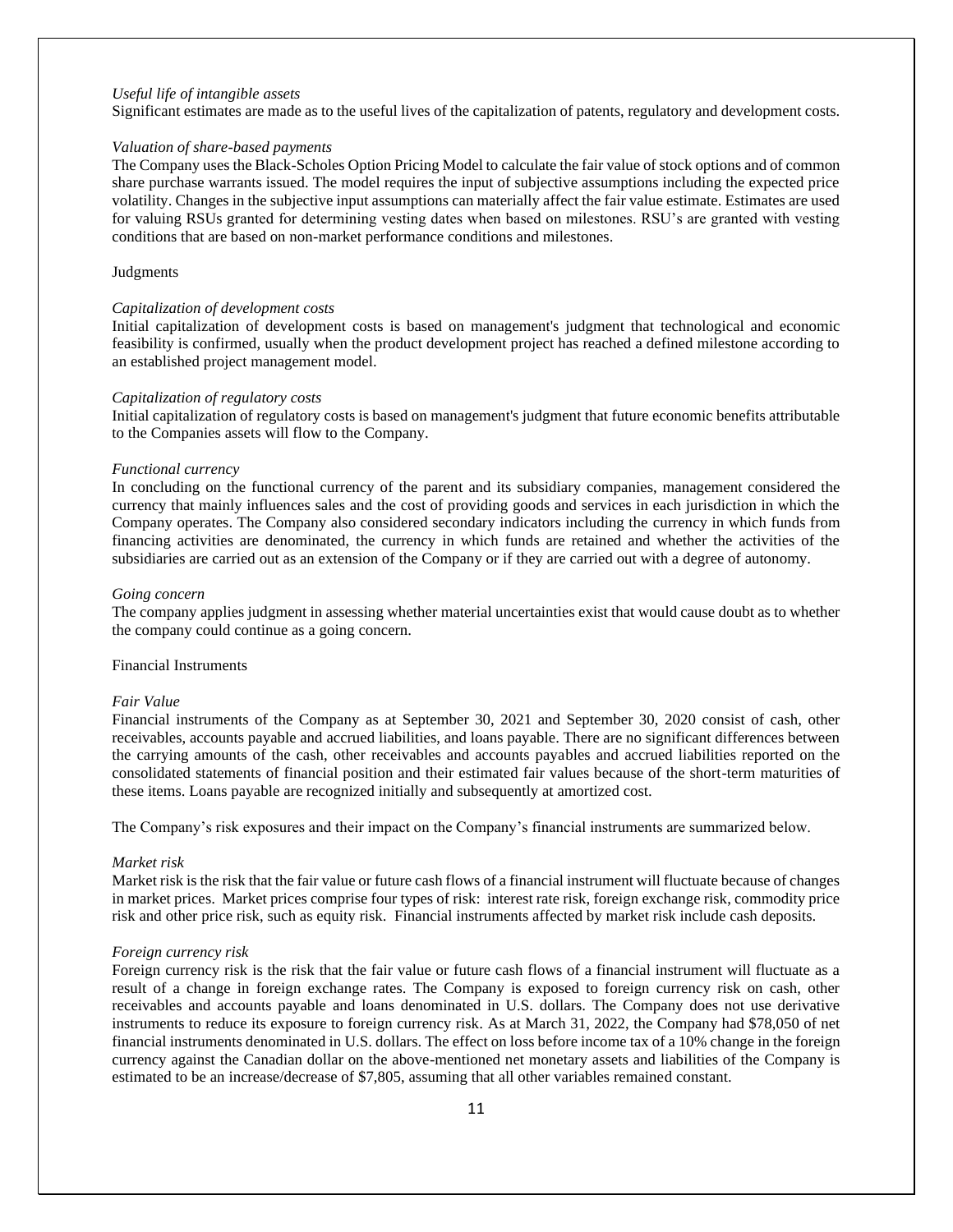*Useful life of intangible assets*
Significant estimates are made as to the useful lives of the capitalization of patents, regulatory and development costs.

*Valuation of share-based payments*
The Company uses the Black-Scholes Option Pricing Model to calculate the fair value of stock options and of common share purchase warrants issued. The model requires the input of subjective assumptions including the expected price volatility. Changes in the subjective input assumptions can materially affect the fair value estimate. Estimates are used for valuing RSUs granted for determining vesting dates when based on milestones. RSU's are granted with vesting conditions that are based on non-market performance conditions and milestones.

Judgments

*Capitalization of development costs*
Initial capitalization of development costs is based on management's judgment that technological and economic feasibility is confirmed, usually when the product development project has reached a defined milestone according to an established project management model.

*Capitalization of regulatory costs*
Initial capitalization of regulatory costs is based on management's judgment that future economic benefits attributable to the Companies assets will flow to the Company.

*Functional currency*
In concluding on the functional currency of the parent and its subsidiary companies, management considered the currency that mainly influences sales and the cost of providing goods and services in each jurisdiction in which the Company operates. The Company also considered secondary indicators including the currency in which funds from financing activities are denominated, the currency in which funds are retained and whether the activities of the subsidiaries are carried out as an extension of the Company or if they are carried out with a degree of autonomy.

*Going concern*
The company applies judgment in assessing whether material uncertainties exist that would cause doubt as to whether the company could continue as a going concern.

Financial Instruments

*Fair Value*
Financial instruments of the Company as at September 30, 2021 and September 30, 2020 consist of cash, other receivables, accounts payable and accrued liabilities, and loans payable. There are no significant differences between the carrying amounts of the cash, other receivables and accounts payables and accrued liabilities reported on the consolidated statements of financial position and their estimated fair values because of the short-term maturities of these items. Loans payable are recognized initially and subsequently at amortized cost.

The Company's risk exposures and their impact on the Company's financial instruments are summarized below.

*Market risk*
Market risk is the risk that the fair value or future cash flows of a financial instrument will fluctuate because of changes in market prices. Market prices comprise four types of risk: interest rate risk, foreign exchange risk, commodity price risk and other price risk, such as equity risk. Financial instruments affected by market risk include cash deposits.

*Foreign currency risk*
Foreign currency risk is the risk that the fair value or future cash flows of a financial instrument will fluctuate as a result of a change in foreign exchange rates. The Company is exposed to foreign currency risk on cash, other receivables and accounts payable and loans denominated in U.S. dollars. The Company does not use derivative instruments to reduce its exposure to foreign currency risk. As at March 31, 2022, the Company had $78,050 of net financial instruments denominated in U.S. dollars. The effect on loss before income tax of a 10% change in the foreign currency against the Canadian dollar on the above-mentioned net monetary assets and liabilities of the Company is estimated to be an increase/decrease of $7,805, assuming that all other variables remained constant.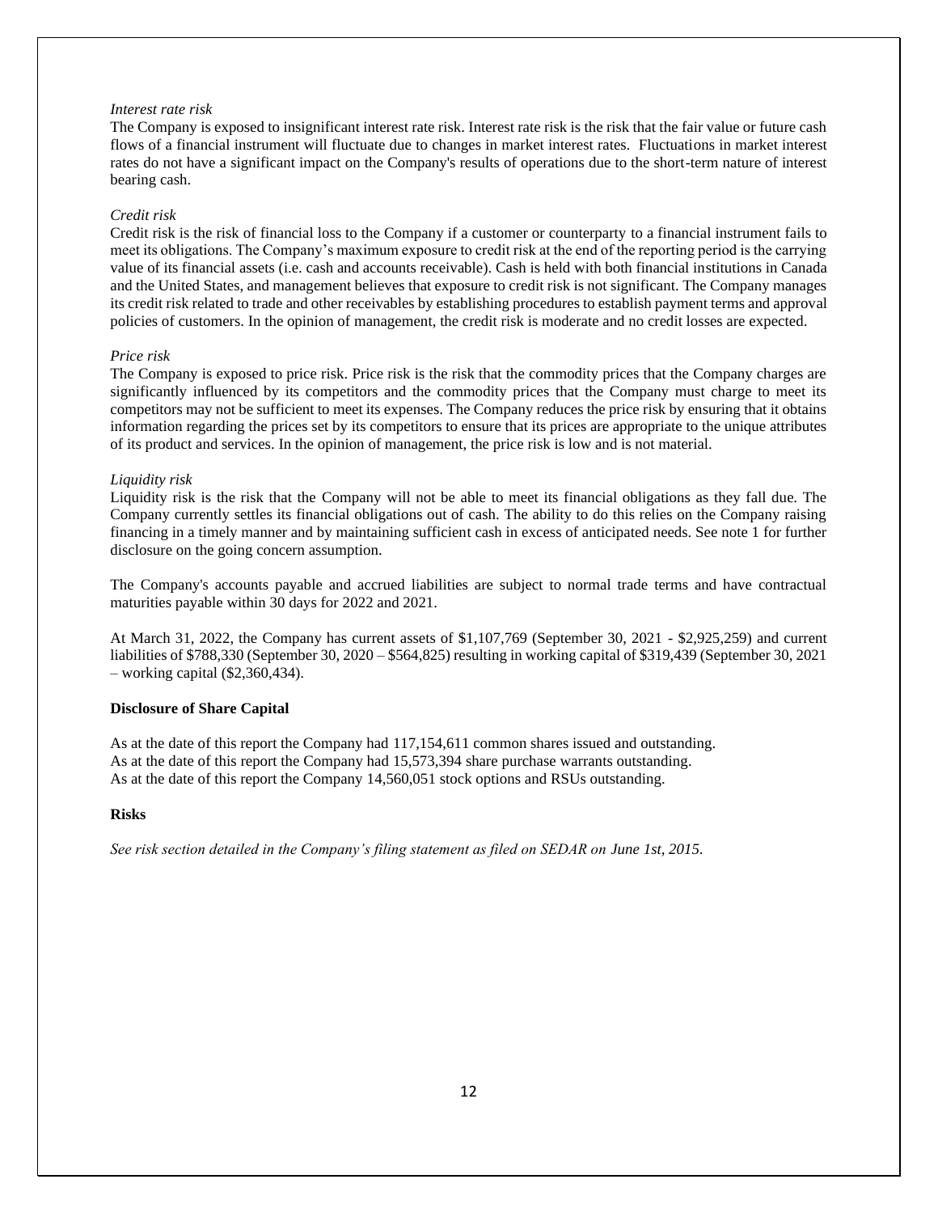*Interest rate risk*

The Company is exposed to insignificant interest rate risk. Interest rate risk is the risk that the fair value or future cash flows of a financial instrument will fluctuate due to changes in market interest rates. Fluctuations in market interest rates do not have a significant impact on the Company's results of operations due to the short-term nature of interest bearing cash.

*Credit risk*

Credit risk is the risk of financial loss to the Company if a customer or counterparty to a financial instrument fails to meet its obligations. The Company's maximum exposure to credit risk at the end of the reporting period is the carrying value of its financial assets (i.e. cash and accounts receivable). Cash is held with both financial institutions in Canada and the United States, and management believes that exposure to credit risk is not significant. The Company manages its credit risk related to trade and other receivables by establishing procedures to establish payment terms and approval policies of customers. In the opinion of management, the credit risk is moderate and no credit losses are expected.

*Price risk*

The Company is exposed to price risk. Price risk is the risk that the commodity prices that the Company charges are significantly influenced by its competitors and the commodity prices that the Company must charge to meet its competitors may not be sufficient to meet its expenses. The Company reduces the price risk by ensuring that it obtains information regarding the prices set by its competitors to ensure that its prices are appropriate to the unique attributes of its product and services. In the opinion of management, the price risk is low and is not material.

*Liquidity risk*

Liquidity risk is the risk that the Company will not be able to meet its financial obligations as they fall due. The Company currently settles its financial obligations out of cash. The ability to do this relies on the Company raising financing in a timely manner and by maintaining sufficient cash in excess of anticipated needs. See note 1 for further disclosure on the going concern assumption.

The Company's accounts payable and accrued liabilities are subject to normal trade terms and have contractual maturities payable within 30 days for 2022 and 2021.

At March 31, 2022, the Company has current assets of $1,107,769 (September 30, 2021 - $2,925,259) and current liabilities of $788,330 (September 30, 2020 – $564,825) resulting in working capital of $319,439 (September 30, 2021 – working capital ($2,360,434).

**Disclosure of Share Capital**

As at the date of this report the Company had 117,154,611 common shares issued and outstanding.
As at the date of this report the Company had 15,573,394 share purchase warrants outstanding.
As at the date of this report the Company 14,560,051 stock options and RSUs outstanding.

**Risks**

*See risk section detailed in the Company's filing statement as filed on SEDAR on June 1st, 2015.*